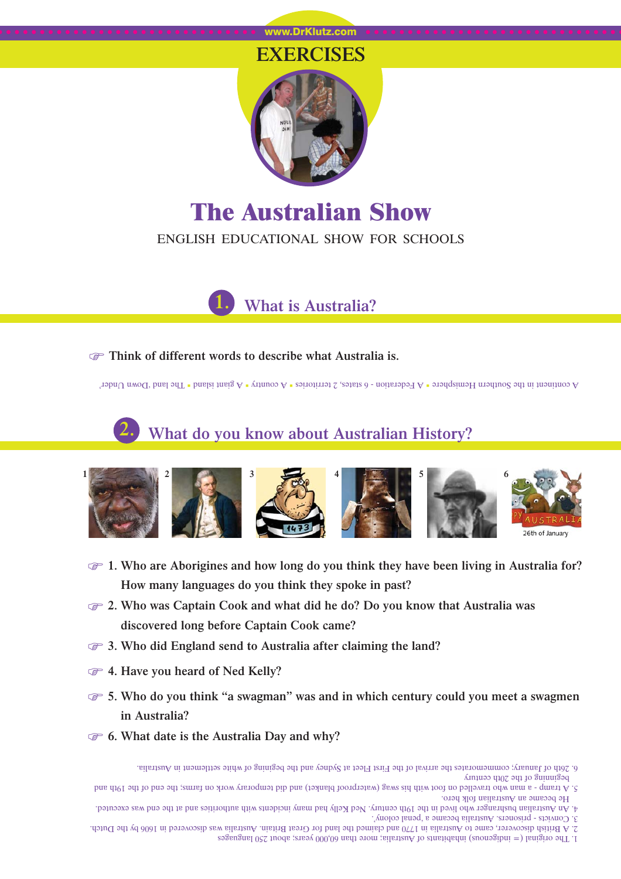# EXERCISES

## The Australian Show

ENGLISH EDUCATIONAL SHOW FOR SCHOOLS

## 1. What is Australia?

☞ **Think of different words to describe what Australia is.**

A continent in the Southern Hemisphere ▪ A Federation - 6 states, 2 territories ▪ A country ▪ A giant island ▪ The land 'Down Under'

## 2. What do you know about Australian History?

1 2 3 4 5 6

26th of January

☞ **1. Who are Aborigines and how long do you think they have been living in Australia for? How many languages do you think they spoke in past?**

☞ **2. Who was Captain Cook and what did he do? Do you know that Australia was discovered long before Captain Cook came?**

☞ **3. Who did England send to Australia after claiming the land?**

☞ **4. Have you heard of Ned Kelly?**

☞ **5. Who do you think "a swagman" was and in which century could you meet a swagmen in Australia?**

☞ **6. What date is the Australia Day and why?**

1. The original (= indigenous) inhabitants of Australia; more than 60,000 years; about 250 languages
2. A British discoverer, came to Australia in 1770 and claimed the land for Great Britain. Australia was discovered in 1606 by the Dutch.
3. Convicts - prisoners. Australia became a 'penal colony'.
4. An Australian bushranger who lived in the 19th century. Ned Kelly had many incidents with authorities and at the end was executed. He became an Australian folk hero.
5. A tramp - a man who travelled on foot with his swag (waterproof blanket) and did temporary work on farms; the end of the 19th and beginning of the 20th century
6. 26th of January; commemorates the arrival of the First Fleet at Sydney and the begining of white settlement in Australia.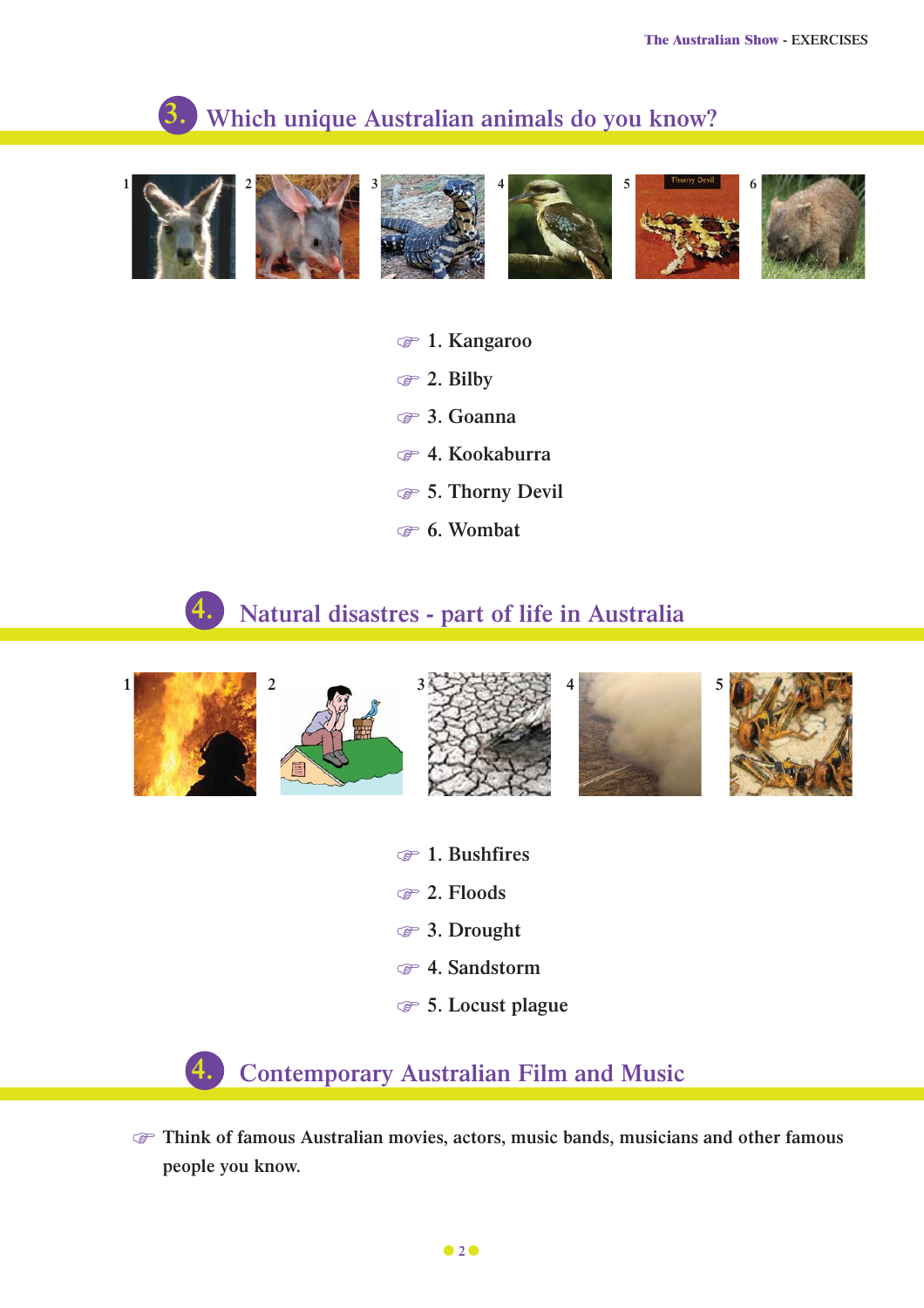## 3. Which unique Australian animals do you know?

- 1. Kangaroo
- 2. Bilby
- 3. Goanna
- 4. Kookaburra
- 5. Thorny Devil
- 6. Wombat

## 4. Natural disastres - part of life in Australia

- 1. Bushfires
- 2. Floods
- 3. Drought
- 4. Sandstorm
- 5. Locust plague

## 4. Contemporary Australian Film and Music

- Think of famous Australian movies, actors, music bands, musicians and other famous people you know.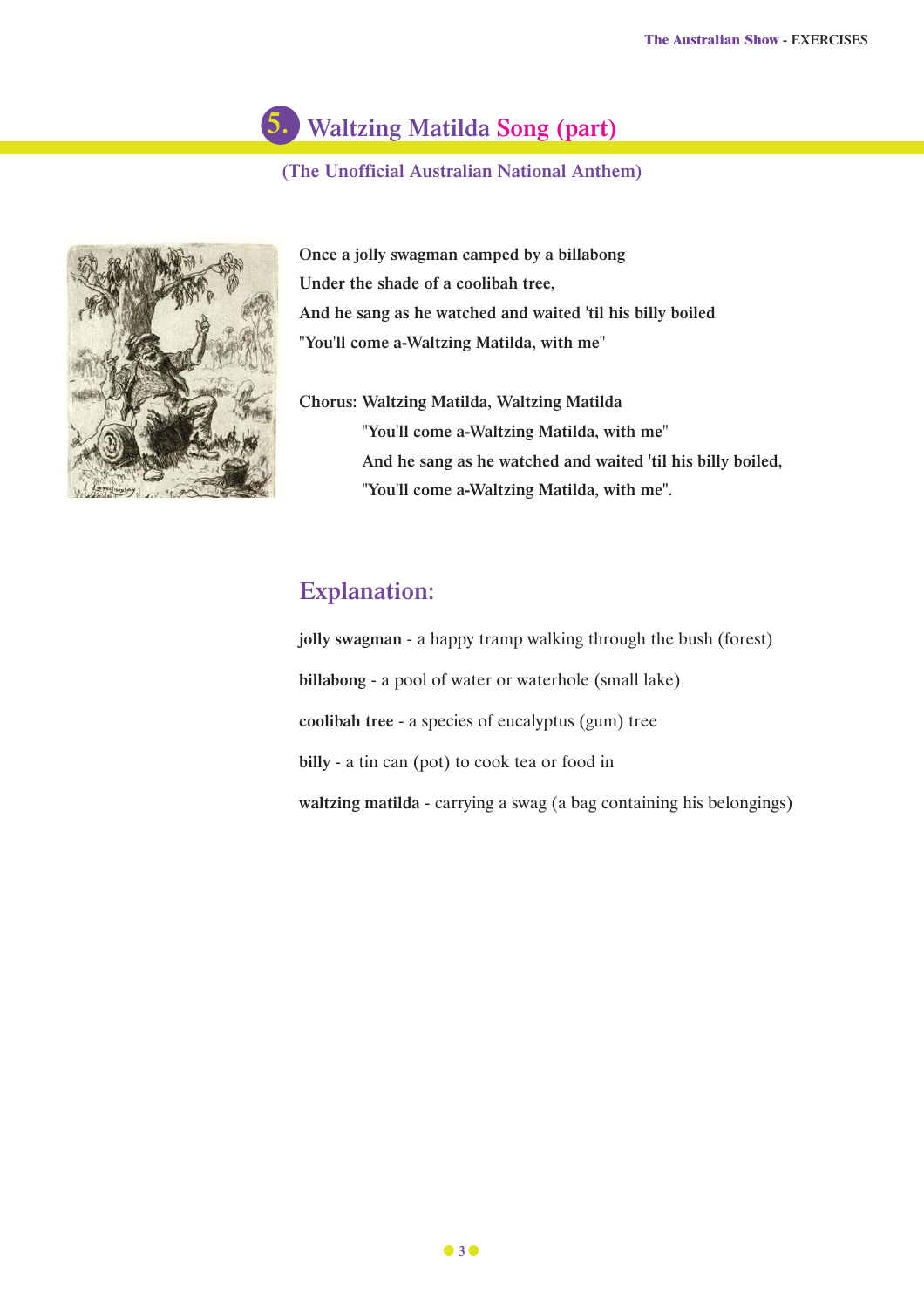# 5. Waltzing Matilda Song (part)

**(The Unofficial Australian National Anthem)**

**Once a jolly swagman camped by a billabong**
**Under the shade of a coolibah tree,**
**And he sang as he watched and waited 'til his billy boiled**
**"You'll come a-Waltzing Matilda, with me"**

**Chorus: Waltzing Matilda, Waltzing Matilda**
**"You'll come a-Waltzing Matilda, with me"**
**And he sang as he watched and waited 'til his billy boiled,**
**"You'll come a-Waltzing Matilda, with me".**

## Explanation:

**jolly swagman** - a happy tramp walking through the bush (forest)

**billabong** - a pool of water or waterhole (small lake)

**coolibah tree** - a species of eucalyptus (gum) tree

**billy** - a tin can (pot) to cook tea or food in

**waltzing matilda** - carrying a swag (a bag containing his belongings)